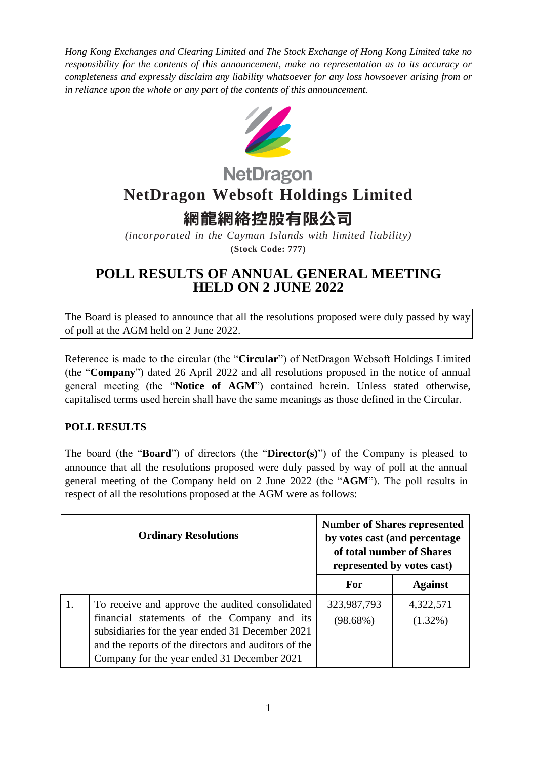*Hong Kong Exchanges and Clearing Limited and The Stock Exchange of Hong Kong Limited take no responsibility for the contents of this announcement, make no representation as to its accuracy or completeness and expressly disclaim any liability whatsoever for any loss howsoever arising from or in reliance upon the whole or any part of the contents of this announcement.*

NetDragon

# NetDragon Websoft Holdings Limited

# 網龍網絡控股有限公司

*(incorporated in the Cayman Islands with limited liability)*

**(Stock Code: 777)**

# POLL RESULTS OF ANNUAL GENERAL MEETING HELD ON 2 JUNE 2022

The Board is pleased to announce that all the resolutions proposed were duly passed by way of poll at the AGM held on 2 June 2022.

Reference is made to the circular (the "**Circular**") of NetDragon Websoft Holdings Limited (the "**Company**") dated 26 April 2022 and all resolutions proposed in the notice of annual general meeting (the "**Notice of AGM**") contained herein. Unless stated otherwise, capitalised terms used herein shall have the same meanings as those defined in the Circular.

## POLL RESULTS

The board (the "**Board**") of directors (the "**Director(s)**") of the Company is pleased to announce that all the resolutions proposed were duly passed by way of poll at the annual general meeting of the Company held on 2 June 2022 (the "**AGM**"). The poll results in respect of all the resolutions proposed at the AGM were as follows:

| | Ordinary Resolutions | Number of Shares represented by votes cast (and percentage of total number of Shares represented by votes cast) | |
|---|---|---|---|
| | | **For** | **Against** |
| 1. | To receive and approve the audited consolidated financial statements of the Company and its subsidiaries for the year ended 31 December 2021 and the reports of the directors and auditors of the Company for the year ended 31 December 2021 | 323,987,793 (98.68%) | 4,322,571 (1.32%) |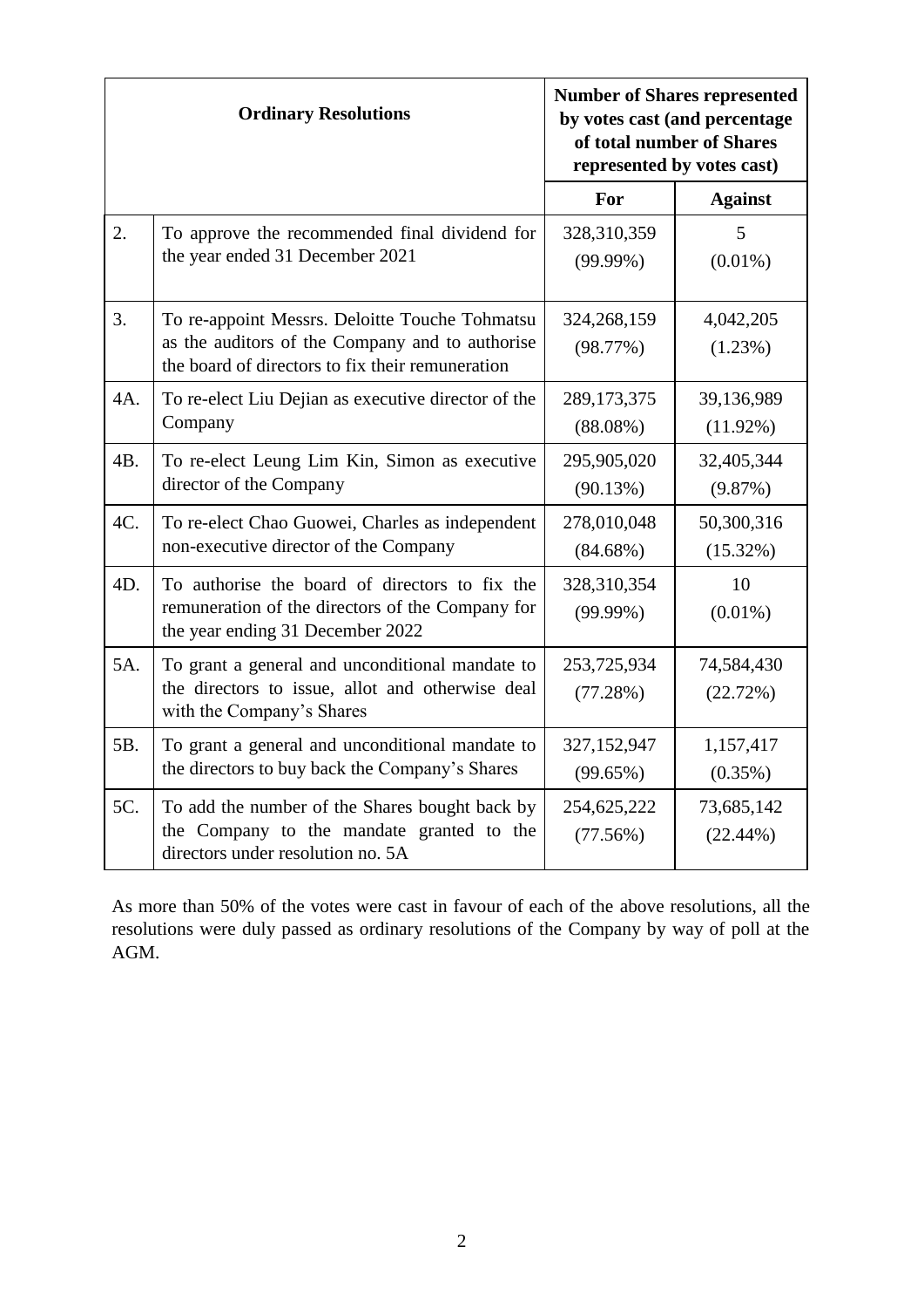| Ordinary Resolutions | | Number of Shares represented by votes cast (and percentage of total number of Shares represented by votes cast) | |
|---|---|---|---|
| | | **For** | **Against** |
| 2. | To approve the recommended final dividend for the year ended 31 December 2021 | 328,310,359 (99.99%) | 5 (0.01%) |
| 3. | To re-appoint Messrs. Deloitte Touche Tohmatsu as the auditors of the Company and to authorise the board of directors to fix their remuneration | 324,268,159 (98.77%) | 4,042,205 (1.23%) |
| 4A. | To re-elect Liu Dejian as executive director of the Company | 289,173,375 (88.08%) | 39,136,989 (11.92%) |
| 4B. | To re-elect Leung Lim Kin, Simon as executive director of the Company | 295,905,020 (90.13%) | 32,405,344 (9.87%) |
| 4C. | To re-elect Chao Guowei, Charles as independent non-executive director of the Company | 278,010,048 (84.68%) | 50,300,316 (15.32%) |
| 4D. | To authorise the board of directors to fix the remuneration of the directors of the Company for the year ending 31 December 2022 | 328,310,354 (99.99%) | 10 (0.01%) |
| 5A. | To grant a general and unconditional mandate to the directors to issue, allot and otherwise deal with the Company's Shares | 253,725,934 (77.28%) | 74,584,430 (22.72%) |
| 5B. | To grant a general and unconditional mandate to the directors to buy back the Company's Shares | 327,152,947 (99.65%) | 1,157,417 (0.35%) |
| 5C. | To add the number of the Shares bought back by the Company to the mandate granted to the directors under resolution no. 5A | 254,625,222 (77.56%) | 73,685,142 (22.44%) |

As more than 50% of the votes were cast in favour of each of the above resolutions, all the resolutions were duly passed as ordinary resolutions of the Company by way of poll at the AGM.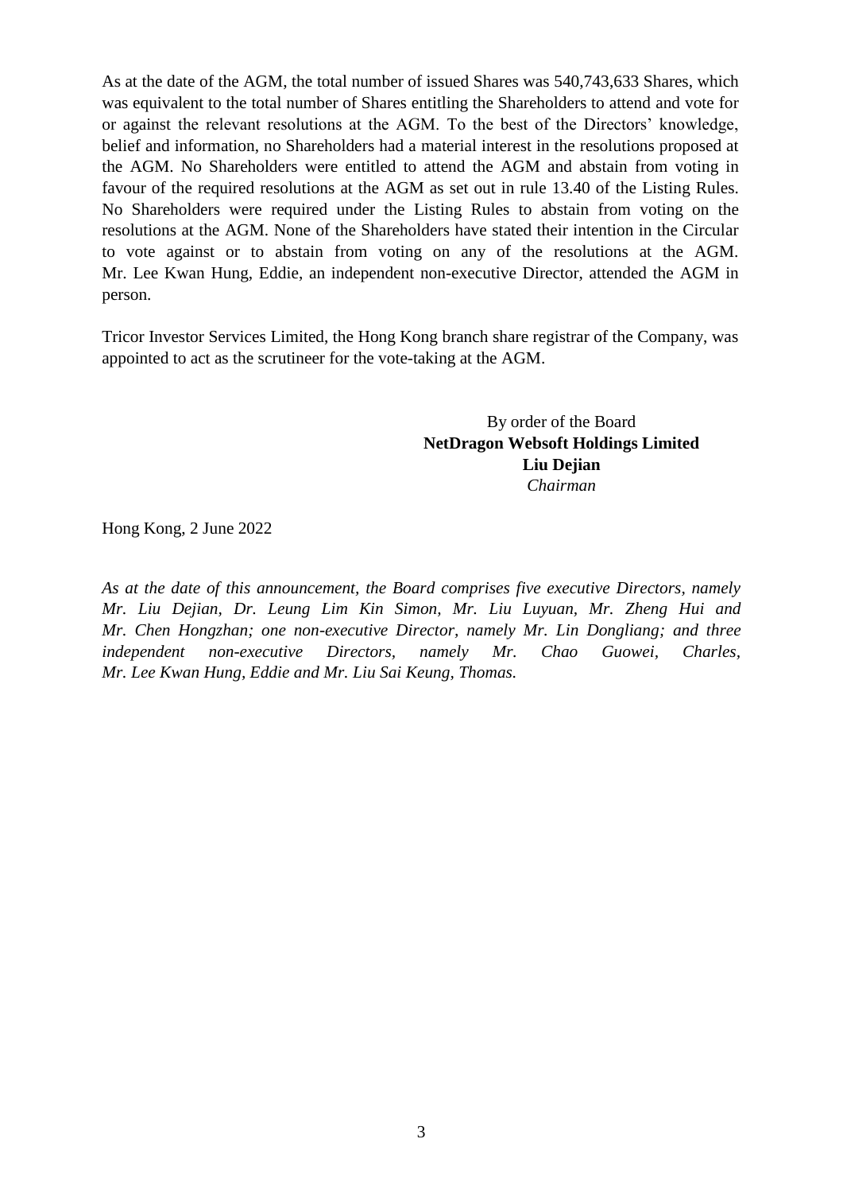As at the date of the AGM, the total number of issued Shares was 540,743,633 Shares, which was equivalent to the total number of Shares entitling the Shareholders to attend and vote for or against the relevant resolutions at the AGM. To the best of the Directors' knowledge, belief and information, no Shareholders had a material interest in the resolutions proposed at the AGM. No Shareholders were entitled to attend the AGM and abstain from voting in favour of the required resolutions at the AGM as set out in rule 13.40 of the Listing Rules. No Shareholders were required under the Listing Rules to abstain from voting on the resolutions at the AGM. None of the Shareholders have stated their intention in the Circular to vote against or to abstain from voting on any of the resolutions at the AGM. Mr. Lee Kwan Hung, Eddie, an independent non-executive Director, attended the AGM in person.

Tricor Investor Services Limited, the Hong Kong branch share registrar of the Company, was appointed to act as the scrutineer for the vote-taking at the AGM.

By order of the Board
**NetDragon Websoft Holdings Limited**
**Liu Dejian**
*Chairman*

Hong Kong, 2 June 2022

*As at the date of this announcement, the Board comprises five executive Directors, namely Mr. Liu Dejian, Dr. Leung Lim Kin Simon, Mr. Liu Luyuan, Mr. Zheng Hui and Mr. Chen Hongzhan; one non-executive Director, namely Mr. Lin Dongliang; and three independent non-executive Directors, namely Mr. Chao Guowei, Charles, Mr. Lee Kwan Hung, Eddie and Mr. Liu Sai Keung, Thomas.*